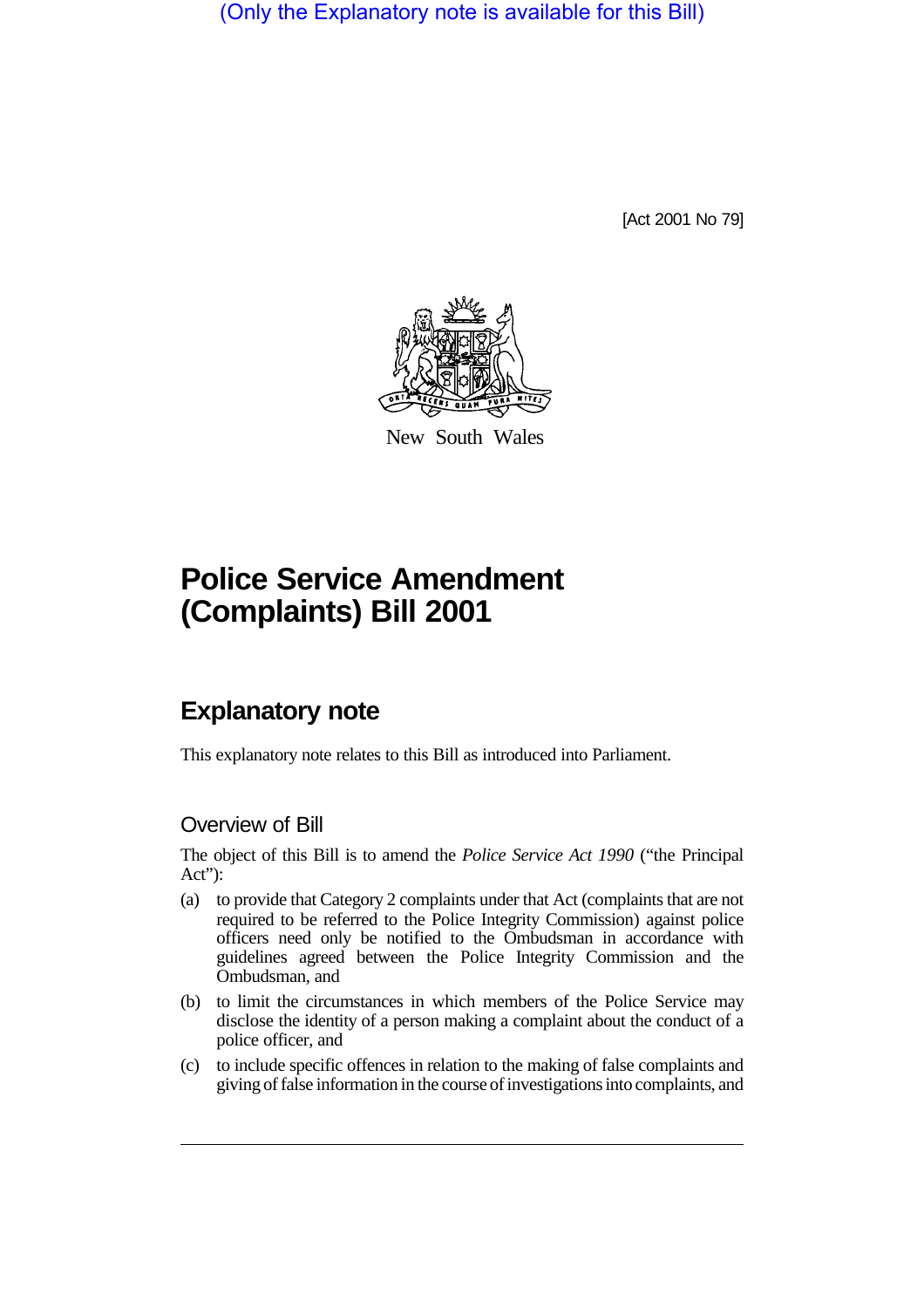(Only the Explanatory note is available for this Bill)

[Act 2001 No 79]

New South Wales

# Police Service Amendment (Complaints) Bill 2001

## Explanatory note

This explanatory note relates to this Bill as introduced into Parliament.

### Overview of Bill

The object of this Bill is to amend the *Police Service Act 1990* ("the Principal Act"):

(a) to provide that Category 2 complaints under that Act (complaints that are not required to be referred to the Police Integrity Commission) against police officers need only be notified to the Ombudsman in accordance with guidelines agreed between the Police Integrity Commission and the Ombudsman, and

(b) to limit the circumstances in which members of the Police Service may disclose the identity of a person making a complaint about the conduct of a police officer, and

(c) to include specific offences in relation to the making of false complaints and giving of false information in the course of investigations into complaints, and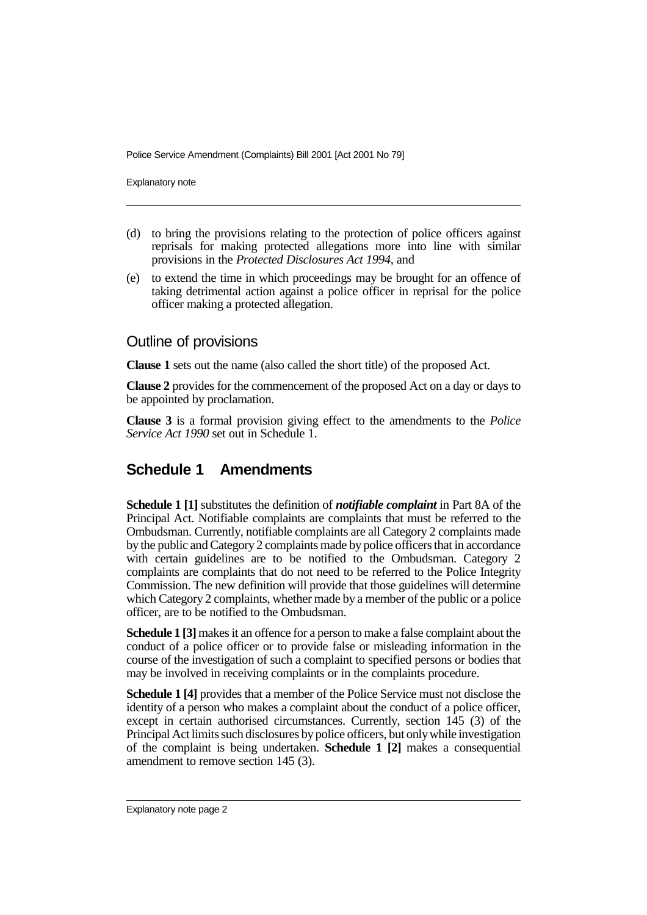(d) to bring the provisions relating to the protection of police officers against reprisals for making protected allegations more into line with similar provisions in the *Protected Disclosures Act 1994*, and

(e) to extend the time in which proceedings may be brought for an offence of taking detrimental action against a police officer in reprisal for the police officer making a protected allegation.

## Outline of provisions

**Clause 1** sets out the name (also called the short title) of the proposed Act.

**Clause 2** provides for the commencement of the proposed Act on a day or days to be appointed by proclamation.

**Clause 3** is a formal provision giving effect to the amendments to the *Police Service Act 1990* set out in Schedule 1.

## Schedule 1 Amendments

**Schedule 1 [1]** substitutes the definition of ***notifiable complaint*** in Part 8A of the Principal Act. Notifiable complaints are complaints that must be referred to the Ombudsman. Currently, notifiable complaints are all Category 2 complaints made by the public and Category 2 complaints made by police officers that in accordance with certain guidelines are to be notified to the Ombudsman. Category 2 complaints are complaints that do not need to be referred to the Police Integrity Commission. The new definition will provide that those guidelines will determine which Category 2 complaints, whether made by a member of the public or a police officer, are to be notified to the Ombudsman.

**Schedule 1 [3]** makes it an offence for a person to make a false complaint about the conduct of a police officer or to provide false or misleading information in the course of the investigation of such a complaint to specified persons or bodies that may be involved in receiving complaints or in the complaints procedure.

**Schedule 1 [4]** provides that a member of the Police Service must not disclose the identity of a person who makes a complaint about the conduct of a police officer, except in certain authorised circumstances. Currently, section 145 (3) of the Principal Act limits such disclosures by police officers, but only while investigation of the complaint is being undertaken. **Schedule 1 [2]** makes a consequential amendment to remove section 145 (3).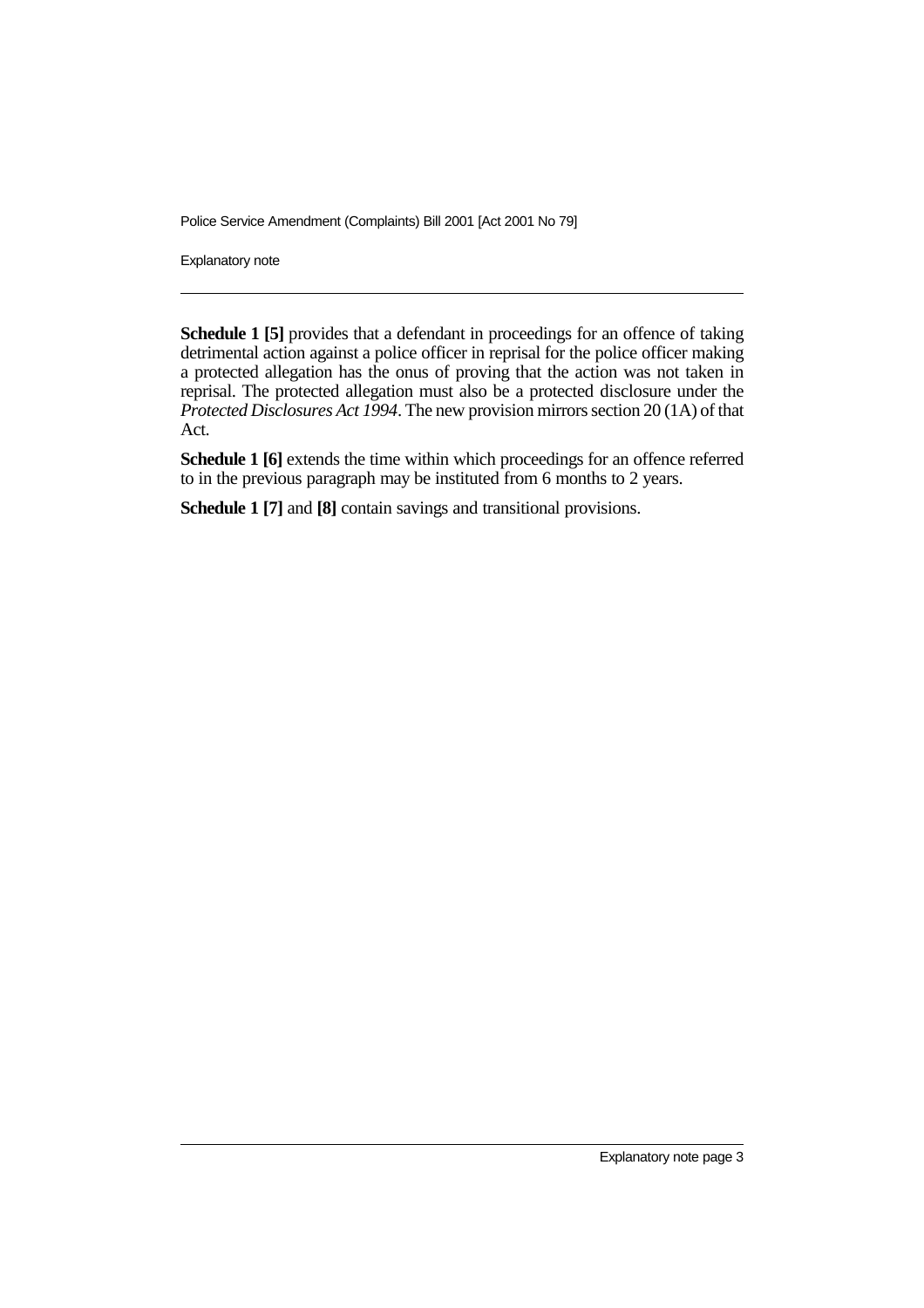**Schedule 1 [5]** provides that a defendant in proceedings for an offence of taking detrimental action against a police officer in reprisal for the police officer making a protected allegation has the onus of proving that the action was not taken in reprisal. The protected allegation must also be a protected disclosure under the *Protected Disclosures Act 1994*. The new provision mirrors section 20 (1A) of that Act.

**Schedule 1 [6]** extends the time within which proceedings for an offence referred to in the previous paragraph may be instituted from 6 months to 2 years.

**Schedule 1 [7]** and **[8]** contain savings and transitional provisions.